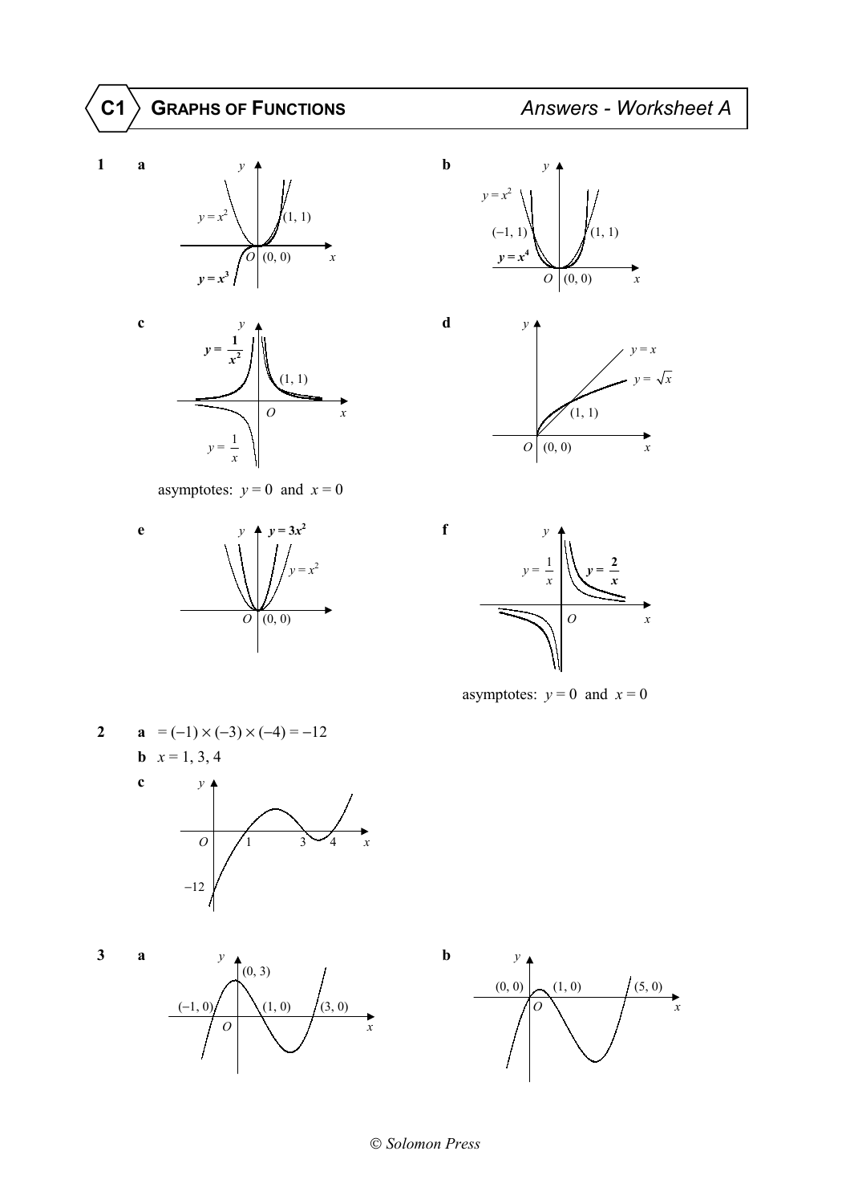# C1 GRAPHS OF FUNCTIONS — Answers - Worksheet A

**1** **a** $y = x^2$, $\boldsymbol{y = x^3}$, $(1, 1)$, $(0, 0)$

**b** $y = x^2$, $\boldsymbol{y = x^4}$, $(-1, 1)$, $(1, 1)$, $(0, 0)$

**c** $\boldsymbol{y = \frac{1}{x^2}}$, $y = \frac{1}{x}$, $(1, 1)$

asymptotes: $y = 0$ and $x = 0$

**d** $y = x$, $y = \sqrt{x}$, $(1, 1)$, $(0, 0)$

**e** $\boldsymbol{y = 3x^2}$, $y = x^2$, $(0, 0)$

**f** $y = \frac{1}{x}$, $\boldsymbol{y = \frac{2}{x}}$

asymptotes: $y = 0$ and $x = 0$

**2** **a** $= (-1) \times (-3) \times (-4) = -12$

**b** $x = 1, 3, 4$

**c** Graph crossing the $x$-axis at 1, 3, 4 and the $y$-axis at $-12$

**3** **a** Graph through $(-1, 0)$, $(0, 3)$, $(1, 0)$, $(3, 0)$

**b** Graph through $(0, 0)$, $(1, 0)$, $(5, 0)$

© Solomon Press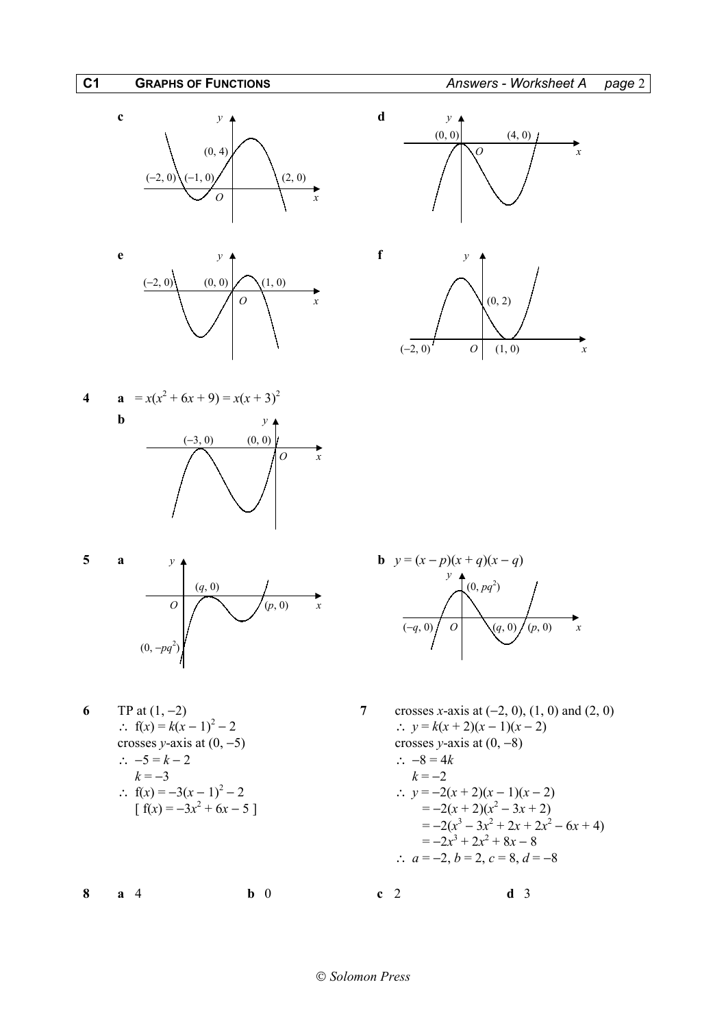**c**

Graph labels: $y$, $(0, 4)$, $(-2, 0)$, $(-1, 0)$, $(2, 0)$, $O$, $x$

**d**

Graph labels: $y$, $(0, 0)$, $(4, 0)$, $O$, $x$

**e**

Graph labels: $y$, $(-2, 0)$, $(0, 0)$, $(1, 0)$, $O$, $x$

**f**

Graph labels: $y$, $(0, 2)$, $(-2, 0)$, $O$, $(1, 0)$, $x$

**4** **a** $= x(x^2 + 6x + 9) = x(x + 3)^2$

**b**

Graph labels: $y$, $(-3, 0)$, $(0, 0)$, $O$, $x$

**5** **a**

Graph labels: $y$, $(q, 0)$, $O$, $(p, 0)$, $x$, $(0, -pq^2)$

**b** $y = (x - p)(x + q)(x - q)$

Graph labels: $y$, $(0, pq^2)$, $(-q, 0)$, $O$, $(q, 0)$, $(p, 0)$, $x$

**6** TP at $(1, -2)$

$\therefore\ \text{f}(x) = k(x - 1)^2 - 2$

crosses $y$-axis at $(0, -5)$

$\therefore\ -5 = k - 2$

$k = -3$

$\therefore\ \text{f}(x) = -3(x - 1)^2 - 2$

$[\ \text{f}(x) = -3x^2 + 6x - 5\ ]$

**7** crosses $x$-axis at $(-2, 0)$, $(1, 0)$ and $(2, 0)$

$\therefore\ y = k(x + 2)(x - 1)(x - 2)$

crosses $y$-axis at $(0, -8)$

$\therefore\ -8 = 4k$

$k = -2$

$\therefore\ y = -2(x + 2)(x - 1)(x - 2)$

$= -2(x + 2)(x^2 - 3x + 2)$

$= -2(x^3 - 3x^2 + 2x + 2x^2 - 6x + 4)$

$= -2x^3 + 2x^2 + 8x - 8$

$\therefore\ a = -2,\ b = 2,\ c = 8,\ d = -8$

**8** **a** 4 **b** 0 **c** 2 **d** 3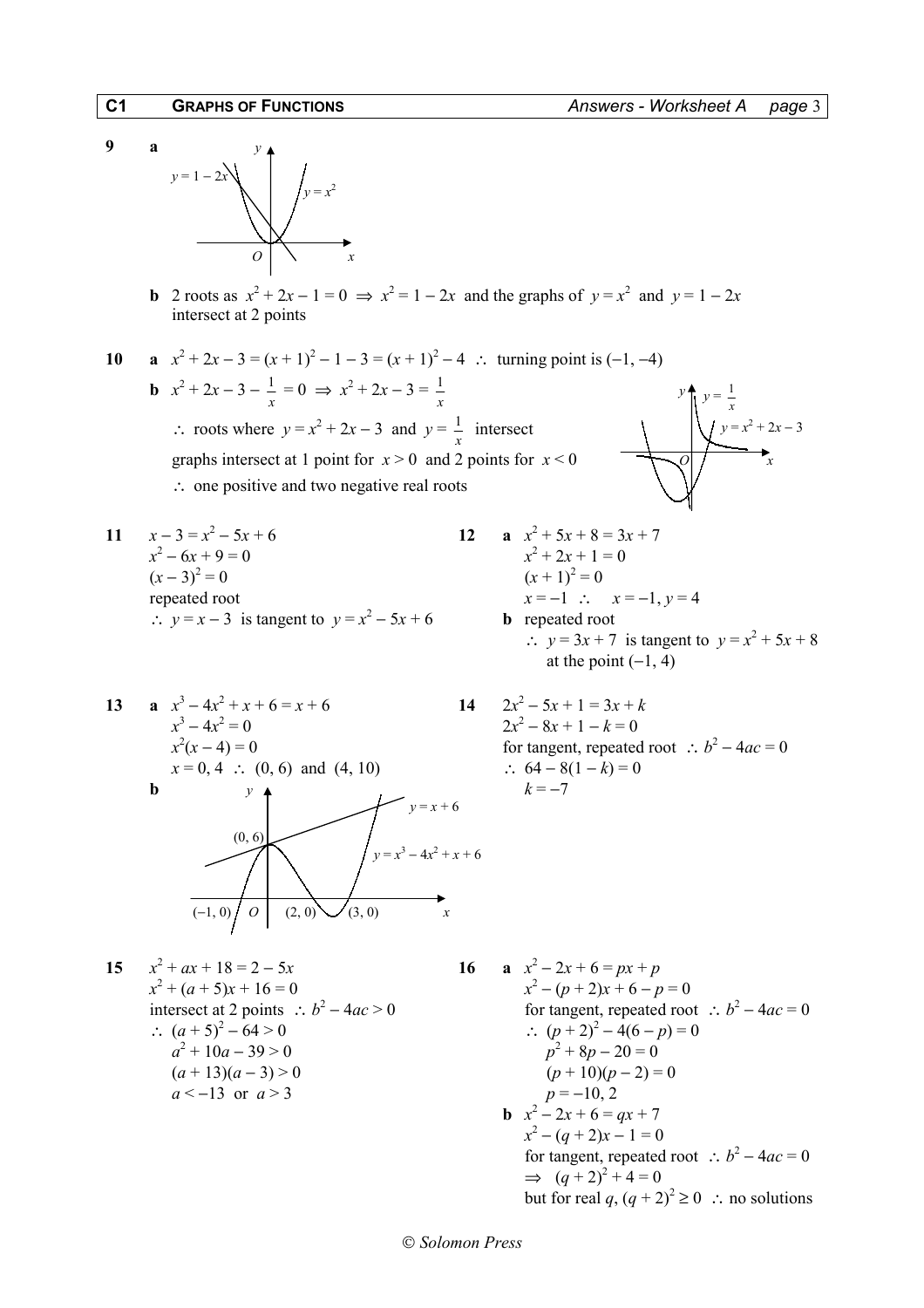**9** **a**

$y$

$y = 1 - 2x$

$y = x^2$

$O$

$x$

**b** 2 roots as $x^2 + 2x - 1 = 0 \Rightarrow x^2 = 1 - 2x$ and the graphs of $y = x^2$ and $y = 1 - 2x$ intersect at 2 points

**10** **a** $x^2 + 2x - 3 = (x + 1)^2 - 1 - 3 = (x + 1)^2 - 4 \;\therefore\;$ turning point is $(-1, -4)$

**b** $x^2 + 2x - 3 - \frac{1}{x} = 0 \Rightarrow x^2 + 2x - 3 = \frac{1}{x}$

$\therefore$ roots where $y = x^2 + 2x - 3$ and $y = \frac{1}{x}$ intersect

graphs intersect at 1 point for $x > 0$ and 2 points for $x < 0$

$\therefore$ one positive and two negative real roots

$y$

$y = \frac{1}{x}$

$y = x^2 + 2x - 3$

$O$

$x$

**11**
$x - 3 = x^2 - 5x + 6$
$x^2 - 6x + 9 = 0$
$(x - 3)^2 = 0$
repeated root
$\therefore\; y = x - 3$ is tangent to $y = x^2 - 5x + 6$

**12** **a** $x^2 + 5x + 8 = 3x + 7$
$x^2 + 2x + 1 = 0$
$(x + 1)^2 = 0$
$x = -1 \;\therefore\; x = -1, y = 4$

**b** repeated root
$\therefore\; y = 3x + 7$ is tangent to $y = x^2 + 5x + 8$ at the point $(-1, 4)$

**13** **a** $x^3 - 4x^2 + x + 6 = x + 6$
$x^3 - 4x^2 = 0$
$x^2(x - 4) = 0$
$x = 0, 4 \;\therefore\; (0, 6)$ and $(4, 10)$

**b**

$y$

$y = x + 6$

$(0, 6)$

$y = x^3 - 4x^2 + x + 6$

$(-1, 0)$ $O$ $(2, 0)$ $(3, 0)$ $x$

**14**
$2x^2 - 5x + 1 = 3x + k$
$2x^2 - 8x + 1 - k = 0$
for tangent, repeated root $\;\therefore\; b^2 - 4ac = 0$
$\therefore\; 64 - 8(1 - k) = 0$
$k = -7$

**15**
$x^2 + ax + 18 = 2 - 5x$
$x^2 + (a + 5)x + 16 = 0$
intersect at 2 points $\;\therefore\; b^2 - 4ac > 0$
$\therefore\; (a + 5)^2 - 64 > 0$
$a^2 + 10a - 39 > 0$
$(a + 13)(a - 3) > 0$
$a < -13$ or $a > 3$

**16** **a** $x^2 - 2x + 6 = px + p$
$x^2 - (p + 2)x + 6 - p = 0$
for tangent, repeated root $\;\therefore\; b^2 - 4ac = 0$
$\therefore\; (p + 2)^2 - 4(6 - p) = 0$
$p^2 + 8p - 20 = 0$
$(p + 10)(p - 2) = 0$
$p = -10, 2$

**b** $x^2 - 2x + 6 = qx + 7$
$x^2 - (q + 2)x - 1 = 0$
for tangent, repeated root $\;\therefore\; b^2 - 4ac = 0$
$\Rightarrow\; (q + 2)^2 + 4 = 0$
but for real $q$, $(q + 2)^2 \geq 0 \;\therefore\;$ no solutions